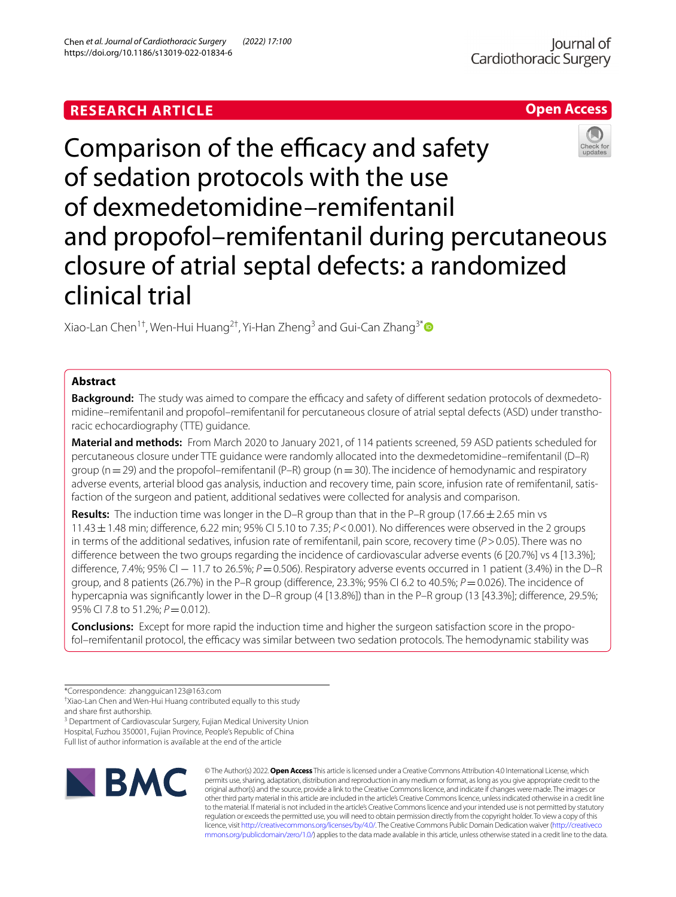RESEARCH ARTICLE

Open Access

# Comparison of the efficacy and safety of sedation protocols with the use of dexmedetomidine–remifentanil and propofol–remifentanil during percutaneous closure of atrial septal defects: a randomized clinical trial

Xiao-Lan Chen[1†], Wen-Hui Huang[2†], Yi-Han Zheng[3] and Gui-Can Zhang[3*]

## Abstract

**Background:** The study was aimed to compare the efficacy and safety of different sedation protocols of dexmedetomidine–remifentanil and propofol–remifentanil for percutaneous closure of atrial septal defects (ASD) under transthoracic echocardiography (TTE) guidance.

**Material and methods:** From March 2020 to January 2021, of 114 patients screened, 59 ASD patients scheduled for percutaneous closure under TTE guidance were randomly allocated into the dexmedetomidine–remifentanil (D–R) group (n = 29) and the propofol–remifentanil (P–R) group (n = 30). The incidence of hemodynamic and respiratory adverse events, arterial blood gas analysis, induction and recovery time, pain score, infusion rate of remifentanil, satisfaction of the surgeon and patient, additional sedatives were collected for analysis and comparison.

**Results:** The induction time was longer in the D–R group than that in the P–R group (17.66 ± 2.65 min vs 11.43 ± 1.48 min; difference, 6.22 min; 95% CI 5.10 to 7.35; $P < 0.001$). No differences were observed in the 2 groups in terms of the additional sedatives, infusion rate of remifentanil, pain score, recovery time ($P > 0.05$). There was no difference between the two groups regarding the incidence of cardiovascular adverse events (6 [20.7%] vs 4 [13.3%]; difference, 7.4%; 95% CI − 11.7 to 26.5%; $P = 0.506$). Respiratory adverse events occurred in 1 patient (3.4%) in the D–R group, and 8 patients (26.7%) in the P–R group (difference, 23.3%; 95% CI 6.2 to 40.5%; $P = 0.026$). The incidence of hypercapnia was significantly lower in the D–R group (4 [13.8%]) than in the P–R group (13 [43.3%]; difference, 29.5%; 95% CI 7.8 to 51.2%; $P = 0.012$).

**Conclusions:** Except for more rapid the induction time and higher the surgeon satisfaction score in the propofol–remifentanil protocol, the efficacy was similar between two sedation protocols. The hemodynamic stability was

*Correspondence: zhangguican123@163.com

†Xiao-Lan Chen and Wen-Hui Huang contributed equally to this study and share first authorship.

[3] Department of Cardiovascular Surgery, Fujian Medical University Union Hospital, Fuzhou 350001, Fujian Province, People's Republic of China

Full list of author information is available at the end of the article

© The Author(s) 2022. **Open Access** This article is licensed under a Creative Commons Attribution 4.0 International License, which permits use, sharing, adaptation, distribution and reproduction in any medium or format, as long as you give appropriate credit to the original author(s) and the source, provide a link to the Creative Commons licence, and indicate if changes were made. The images or other third party material in this article are included in the article's Creative Commons licence, unless indicated otherwise in a credit line to the material. If material is not included in the article's Creative Commons licence and your intended use is not permitted by statutory regulation or exceeds the permitted use, you will need to obtain permission directly from the copyright holder. To view a copy of this licence, visit http://creativecommons.org/licenses/by/4.0/. The Creative Commons Public Domain Dedication waiver (http://creativecommons.org/publicdomain/zero/1.0/) applies to the data made available in this article, unless otherwise stated in a credit line to the data.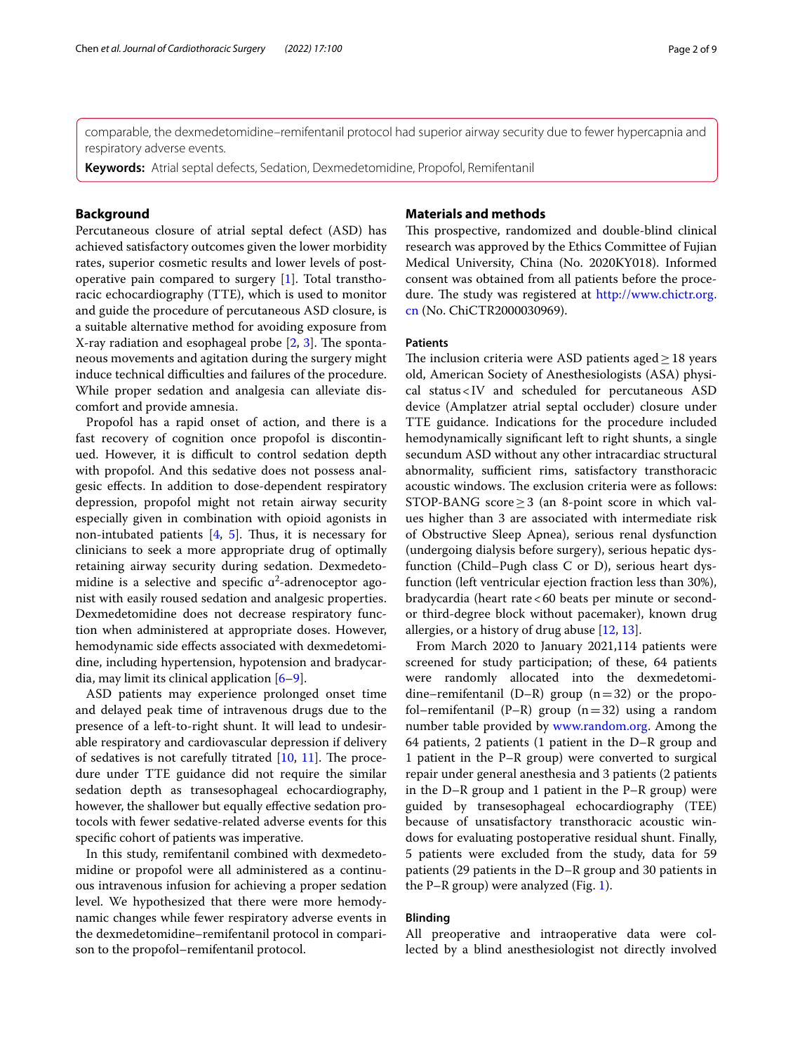comparable, the dexmedetomidine–remifentanil protocol had superior airway security due to fewer hypercapnia and respiratory adverse events.

**Keywords:** Atrial septal defects, Sedation, Dexmedetomidine, Propofol, Remifentanil

## Background

Percutaneous closure of atrial septal defect (ASD) has achieved satisfactory outcomes given the lower morbidity rates, superior cosmetic results and lower levels of postoperative pain compared to surgery [1]. Total transthoracic echocardiography (TTE), which is used to monitor and guide the procedure of percutaneous ASD closure, is a suitable alternative method for avoiding exposure from X-ray radiation and esophageal probe [2, 3]. The spontaneous movements and agitation during the surgery might induce technical difficulties and failures of the procedure. While proper sedation and analgesia can alleviate discomfort and provide amnesia.

Propofol has a rapid onset of action, and there is a fast recovery of cognition once propofol is discontinued. However, it is difficult to control sedation depth with propofol. And this sedative does not possess analgesic effects. In addition to dose-dependent respiratory depression, propofol might not retain airway security especially given in combination with opioid agonists in non-intubated patients [4, 5]. Thus, it is necessary for clinicians to seek a more appropriate drug of optimally retaining airway security during sedation. Dexmedetomidine is a selective and specific $\alpha^2$-adrenoceptor agonist with easily roused sedation and analgesic properties. Dexmedetomidine does not decrease respiratory function when administered at appropriate doses. However, hemodynamic side effects associated with dexmedetomidine, including hypertension, hypotension and bradycardia, may limit its clinical application [6–9].

ASD patients may experience prolonged onset time and delayed peak time of intravenous drugs due to the presence of a left-to-right shunt. It will lead to undesirable respiratory and cardiovascular depression if delivery of sedatives is not carefully titrated [10, 11]. The procedure under TTE guidance did not require the similar sedation depth as transesophageal echocardiography, however, the shallower but equally effective sedation protocols with fewer sedative-related adverse events for this specific cohort of patients was imperative.

In this study, remifentanil combined with dexmedetomidine or propofol were all administered as a continuous intravenous infusion for achieving a proper sedation level. We hypothesized that there were more hemodynamic changes while fewer respiratory adverse events in the dexmedetomidine–remifentanil protocol in comparison to the propofol–remifentanil protocol.

## Materials and methods

This prospective, randomized and double-blind clinical research was approved by the Ethics Committee of Fujian Medical University, China (No. 2020KY018). Informed consent was obtained from all patients before the procedure. The study was registered at http://www.chictr.org.cn (No. ChiCTR2000030969).

### Patients

The inclusion criteria were ASD patients aged ≥ 18 years old, American Society of Anesthesiologists (ASA) physical status < IV and scheduled for percutaneous ASD device (Amplatzer atrial septal occluder) closure under TTE guidance. Indications for the procedure included hemodynamically significant left to right shunts, a single secundum ASD without any other intracardiac structural abnormality, sufficient rims, satisfactory transthoracic acoustic windows. The exclusion criteria were as follows: STOP-BANG score ≥ 3 (an 8-point score in which values higher than 3 are associated with intermediate risk of Obstructive Sleep Apnea), serious renal dysfunction (undergoing dialysis before surgery), serious hepatic dysfunction (Child–Pugh class C or D), serious heart dysfunction (left ventricular ejection fraction less than 30%), bradycardia (heart rate < 60 beats per minute or second- or third-degree block without pacemaker), known drug allergies, or a history of drug abuse [12, 13].

From March 2020 to January 2021,114 patients were screened for study participation; of these, 64 patients were randomly allocated into the dexmedetomidine–remifentanil (D–R) group (n = 32) or the propofol–remifentanil (P–R) group (n = 32) using a random number table provided by www.random.org. Among the 64 patients, 2 patients (1 patient in the D–R group and 1 patient in the P–R group) were converted to surgical repair under general anesthesia and 3 patients (2 patients in the D–R group and 1 patient in the P–R group) were guided by transesophageal echocardiography (TEE) because of unsatisfactory transthoracic acoustic windows for evaluating postoperative residual shunt. Finally, 5 patients were excluded from the study, data for 59 patients (29 patients in the D–R group and 30 patients in the P–R group) were analyzed (Fig. 1).

### Blinding

All preoperative and intraoperative data were collected by a blind anesthesiologist not directly involved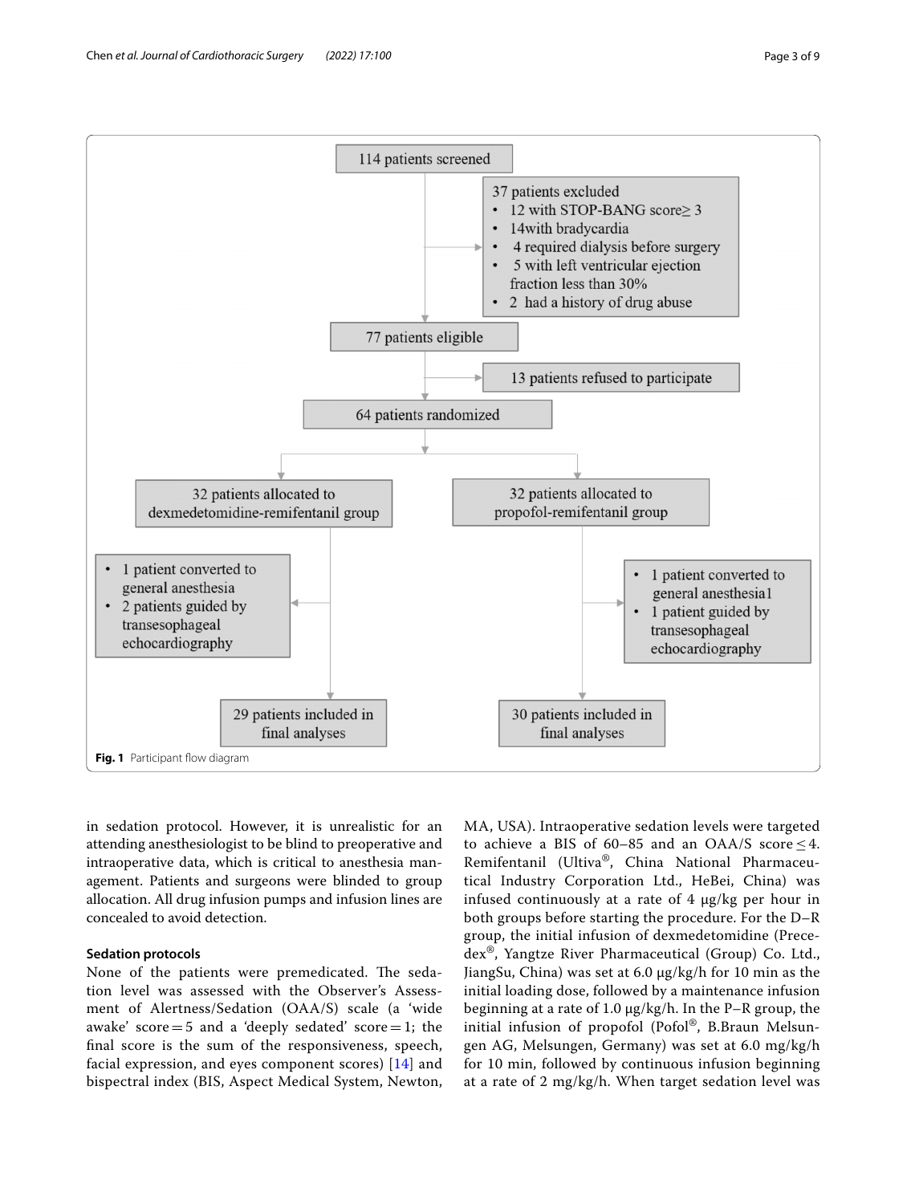114 patients screened

37 patients excluded
- 12 with STOP-BANG score≥ 3
- 14with bradycardia
- 4 required dialysis before surgery
- 5 with left ventricular ejection fraction less than 30%
- 2 had a history of drug abuse

77 patients eligible

13 patients refused to participate

64 patients randomized

32 patients allocated to dexmedetomidine-remifentanil group
- 1 patient converted to general anesthesia
- 2 patients guided by transesophageal echocardiography

29 patients included in final analyses

32 patients allocated to propofol-remifentanil group
- 1 patient converted to general anesthesia1
- 1 patient guided by transesophageal echocardiography

30 patients included in final analyses

**Fig. 1** Participant flow diagram

in sedation protocol. However, it is unrealistic for an attending anesthesiologist to be blind to preoperative and intraoperative data, which is critical to anesthesia management. Patients and surgeons were blinded to group allocation. All drug infusion pumps and infusion lines are concealed to avoid detection.

### Sedation protocols

None of the patients were premedicated. The sedation level was assessed with the Observer's Assessment of Alertness/Sedation (OAA/S) scale (a 'wide awake' score = 5 and a 'deeply sedated' score = 1; the final score is the sum of the responsiveness, speech, facial expression, and eyes component scores) [14] and bispectral index (BIS, Aspect Medical System, Newton, MA, USA). Intraoperative sedation levels were targeted to achieve a BIS of 60–85 and an OAA/S score ≤ 4. Remifentanil (Ultiva®, China National Pharmaceutical Industry Corporation Ltd., HeBei, China) was infused continuously at a rate of 4 μg/kg per hour in both groups before starting the procedure. For the D–R group, the initial infusion of dexmedetomidine (Precedex®, Yangtze River Pharmaceutical (Group) Co. Ltd., JiangSu, China) was set at 6.0 μg/kg/h for 10 min as the initial loading dose, followed by a maintenance infusion beginning at a rate of 1.0 μg/kg/h. In the P–R group, the initial infusion of propofol (Pofol®, B.Braun Melsungen AG, Melsungen, Germany) was set at 6.0 mg/kg/h for 10 min, followed by continuous infusion beginning at a rate of 2 mg/kg/h. When target sedation level was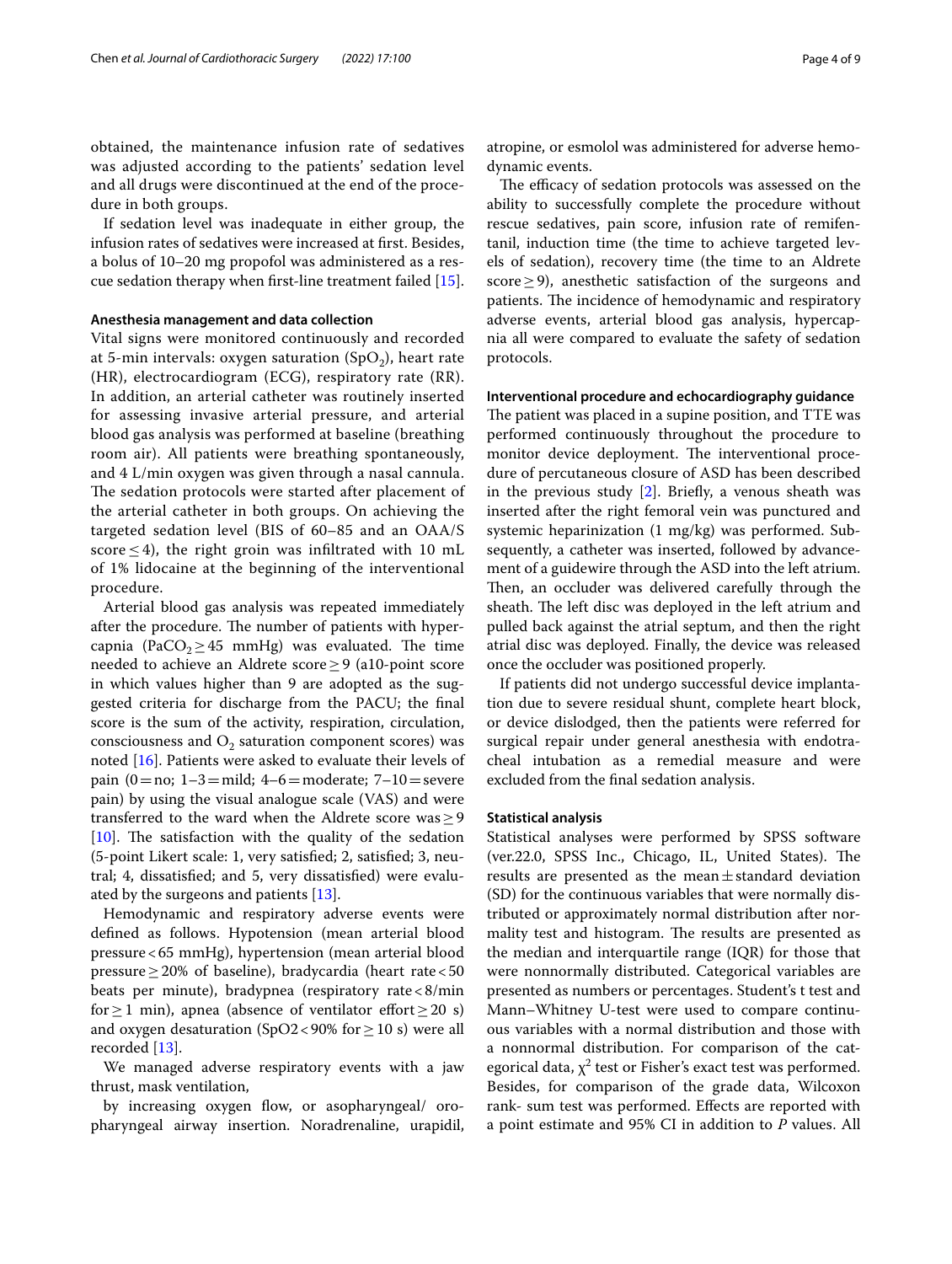obtained, the maintenance infusion rate of sedatives was adjusted according to the patients' sedation level and all drugs were discontinued at the end of the procedure in both groups.

If sedation level was inadequate in either group, the infusion rates of sedatives were increased at first. Besides, a bolus of 10–20 mg propofol was administered as a rescue sedation therapy when first-line treatment failed [15].

### Anesthesia management and data collection

Vital signs were monitored continuously and recorded at 5-min intervals: oxygen saturation ($SpO_2$), heart rate (HR), electrocardiogram (ECG), respiratory rate (RR). In addition, an arterial catheter was routinely inserted for assessing invasive arterial pressure, and arterial blood gas analysis was performed at baseline (breathing room air). All patients were breathing spontaneously, and 4 L/min oxygen was given through a nasal cannula. The sedation protocols were started after placement of the arterial catheter in both groups. On achieving the targeted sedation level (BIS of 60–85 and an OAA/S score $\leq 4$), the right groin was infiltrated with 10 mL of 1% lidocaine at the beginning of the interventional procedure.

Arterial blood gas analysis was repeated immediately after the procedure. The number of patients with hypercapnia ($PaCO_2 \geq 45$ mmHg) was evaluated. The time needed to achieve an Aldrete score $\geq 9$ (a10-point score in which values higher than 9 are adopted as the suggested criteria for discharge from the PACU; the final score is the sum of the activity, respiration, circulation, consciousness and $O_2$ saturation component scores) was noted [16]. Patients were asked to evaluate their levels of pain (0 = no; 1–3 = mild; 4–6 = moderate; 7–10 = severe pain) by using the visual analogue scale (VAS) and were transferred to the ward when the Aldrete score was $\geq 9$ [10]. The satisfaction with the quality of the sedation (5-point Likert scale: 1, very satisfied; 2, satisfied; 3, neutral; 4, dissatisfied; and 5, very dissatisfied) were evaluated by the surgeons and patients [13].

Hemodynamic and respiratory adverse events were defined as follows. Hypotension (mean arterial blood pressure < 65 mmHg), hypertension (mean arterial blood pressure $\geq$ 20% of baseline), bradycardia (heart rate < 50 beats per minute), bradypnea (respiratory rate < 8/min for $\geq$ 1 min), apnea (absence of ventilator effort $\geq$ 20 s) and oxygen desaturation (SpO2 < 90% for $\geq$ 10 s) were all recorded [13].

We managed adverse respiratory events with a jaw thrust, mask ventilation,

by increasing oxygen flow, or asopharyngeal/ oropharyngeal airway insertion. Noradrenaline, urapidil, atropine, or esmolol was administered for adverse hemodynamic events.

The efficacy of sedation protocols was assessed on the ability to successfully complete the procedure without rescue sedatives, pain score, infusion rate of remifentanil, induction time (the time to achieve targeted levels of sedation), recovery time (the time to an Aldrete score $\geq$ 9), anesthetic satisfaction of the surgeons and patients. The incidence of hemodynamic and respiratory adverse events, arterial blood gas analysis, hypercapnia all were compared to evaluate the safety of sedation protocols.

### Interventional procedure and echocardiography guidance

The patient was placed in a supine position, and TTE was performed continuously throughout the procedure to monitor device deployment. The interventional procedure of percutaneous closure of ASD has been described in the previous study [2]. Briefly, a venous sheath was inserted after the right femoral vein was punctured and systemic heparinization (1 mg/kg) was performed. Subsequently, a catheter was inserted, followed by advancement of a guidewire through the ASD into the left atrium. Then, an occluder was delivered carefully through the sheath. The left disc was deployed in the left atrium and pulled back against the atrial septum, and then the right atrial disc was deployed. Finally, the device was released once the occluder was positioned properly.

If patients did not undergo successful device implantation due to severe residual shunt, complete heart block, or device dislodged, then the patients were referred for surgical repair under general anesthesia with endotracheal intubation as a remedial measure and were excluded from the final sedation analysis.

### Statistical analysis

Statistical analyses were performed by SPSS software (ver.22.0, SPSS Inc., Chicago, IL, United States). The results are presented as the mean ± standard deviation (SD) for the continuous variables that were normally distributed or approximately normal distribution after normality test and histogram. The results are presented as the median and interquartile range (IQR) for those that were nonnormally distributed. Categorical variables are presented as numbers or percentages. Student's t test and Mann–Whitney U-test were used to compare continuous variables with a normal distribution and those with a nonnormal distribution. For comparison of the categorical data, $\chi^2$ test or Fisher's exact test was performed. Besides, for comparison of the grade data, Wilcoxon rank- sum test was performed. Effects are reported with a point estimate and 95% CI in addition to *P* values. All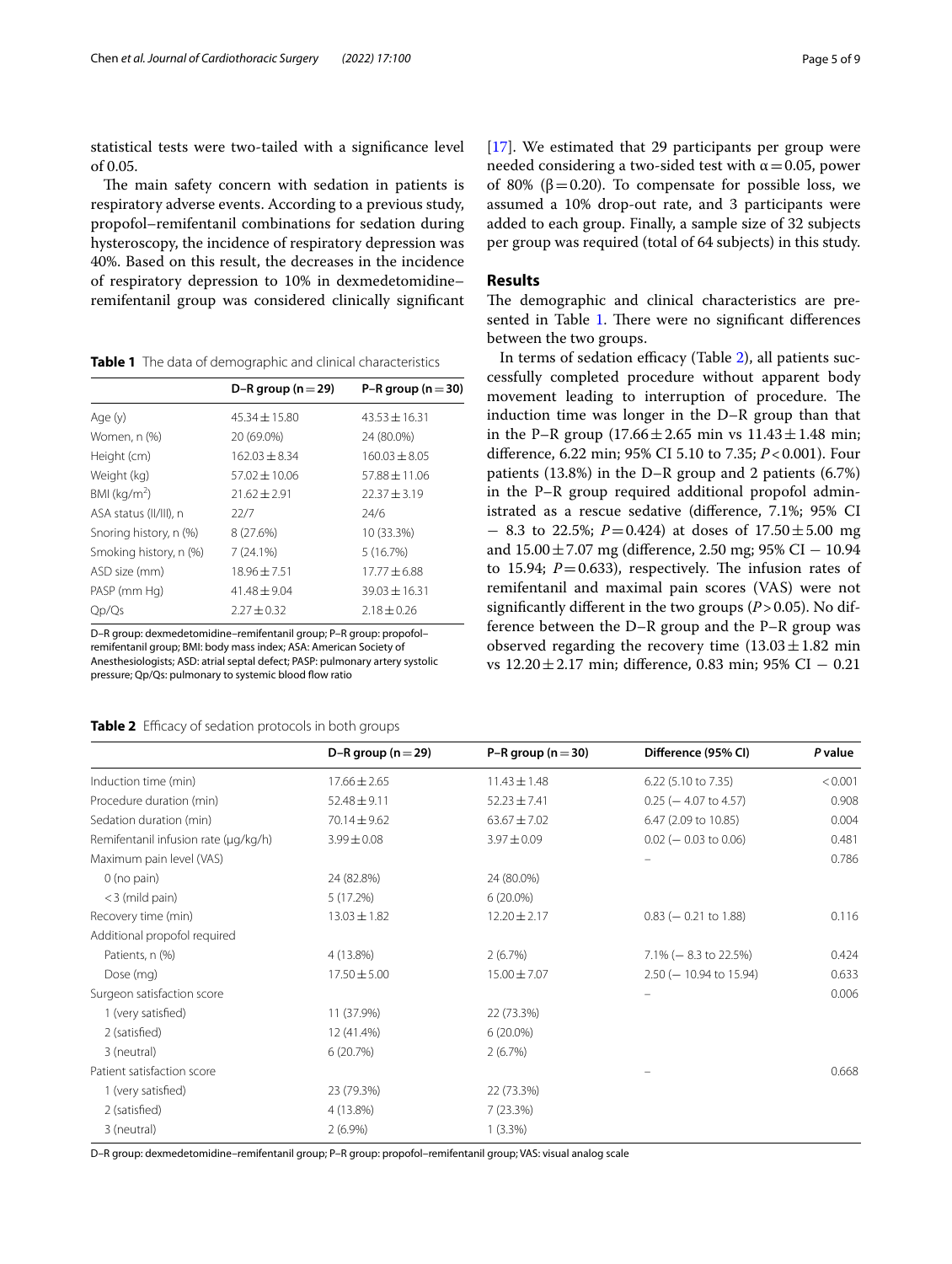statistical tests were two-tailed with a significance level of 0.05.

The main safety concern with sedation in patients is respiratory adverse events. According to a previous study, propofol–remifentanil combinations for sedation during hysteroscopy, the incidence of respiratory depression was 40%. Based on this result, the decreases in the incidence of respiratory depression to 10% in dexmedetomidine–remifentanil group was considered clinically significant [17]. We estimated that 29 participants per group were needed considering a two-sided test with $\alpha = 0.05$, power of 80% ($\beta = 0.20$). To compensate for possible loss, we assumed a 10% drop-out rate, and 3 participants were added to each group. Finally, a sample size of 32 subjects per group was required (total of 64 subjects) in this study.

**Table 1** The data of demographic and clinical characteristics

| | D–R group (n = 29) | P–R group (n = 30) |
|---|---|---|
| Age (y) | 45.34 ± 15.80 | 43.53 ± 16.31 |
| Women, n (%) | 20 (69.0%) | 24 (80.0%) |
| Height (cm) | 162.03 ± 8.34 | 160.03 ± 8.05 |
| Weight (kg) | 57.02 ± 10.06 | 57.88 ± 11.06 |
| BMI (kg/m$^2$) | 21.62 ± 2.91 | 22.37 ± 3.19 |
| ASA status (II/III), n | 22/7 | 24/6 |
| Snoring history, n (%) | 8 (27.6%) | 10 (33.3%) |
| Smoking history, n (%) | 7 (24.1%) | 5 (16.7%) |
| ASD size (mm) | 18.96 ± 7.51 | 17.77 ± 6.88 |
| PASP (mm Hg) | 41.48 ± 9.04 | 39.03 ± 16.31 |
| Qp/Qs | 2.27 ± 0.32 | 2.18 ± 0.26 |

D–R group: dexmedetomidine–remifentanil group; P–R group: propofol–remifentanil group; BMI: body mass index; ASA: American Society of Anesthesiologists; ASD: atrial septal defect; PASP: pulmonary artery systolic pressure; Qp/Qs: pulmonary to systemic blood flow ratio

## Results

The demographic and clinical characteristics are presented in Table 1. There were no significant differences between the two groups.

In terms of sedation efficacy (Table 2), all patients successfully completed procedure without apparent body movement leading to interruption of procedure. The induction time was longer in the D–R group than that in the P–R group (17.66 ± 2.65 min vs 11.43 ± 1.48 min; difference, 6.22 min; 95% CI 5.10 to 7.35; $P < 0.001$). Four patients (13.8%) in the D–R group and 2 patients (6.7%) in the P–R group required additional propofol administrated as a rescue sedative (difference, 7.1%; 95% CI − 8.3 to 22.5%; $P = 0.424$) at doses of 17.50 ± 5.00 mg and 15.00 ± 7.07 mg (difference, 2.50 mg; 95% CI − 10.94 to 15.94; $P = 0.633$), respectively. The infusion rates of remifentanil and maximal pain scores (VAS) were not significantly different in the two groups ($P > 0.05$). No difference between the D–R group and the P–R group was observed regarding the recovery time (13.03 ± 1.82 min vs 12.20 ± 2.17 min; difference, 0.83 min; 95% CI − 0.21

**Table 2** Efficacy of sedation protocols in both groups

| | D–R group (n = 29) | P–R group (n = 30) | Difference (95% CI) | *P* value |
|---|---|---|---|---|
| Induction time (min) | 17.66 ± 2.65 | 11.43 ± 1.48 | 6.22 (5.10 to 7.35) | < 0.001 |
| Procedure duration (min) | 52.48 ± 9.11 | 52.23 ± 7.41 | 0.25 (− 4.07 to 4.57) | 0.908 |
| Sedation duration (min) | 70.14 ± 9.62 | 63.67 ± 7.02 | 6.47 (2.09 to 10.85) | 0.004 |
| Remifentanil infusion rate (μg/kg/h) | 3.99 ± 0.08 | 3.97 ± 0.09 | 0.02 (− 0.03 to 0.06) | 0.481 |
| Maximum pain level (VAS) | | | – | 0.786 |
| 0 (no pain) | 24 (82.8%) | 24 (80.0%) | | |
| < 3 (mild pain) | 5 (17.2%) | 6 (20.0%) | | |
| Recovery time (min) | 13.03 ± 1.82 | 12.20 ± 2.17 | 0.83 (− 0.21 to 1.88) | 0.116 |
| Additional propofol required | | | | |
| Patients, n (%) | 4 (13.8%) | 2 (6.7%) | 7.1% (− 8.3 to 22.5%) | 0.424 |
| Dose (mg) | 17.50 ± 5.00 | 15.00 ± 7.07 | 2.50 (− 10.94 to 15.94) | 0.633 |
| Surgeon satisfaction score | | | – | 0.006 |
| 1 (very satisfied) | 11 (37.9%) | 22 (73.3%) | | |
| 2 (satisfied) | 12 (41.4%) | 6 (20.0%) | | |
| 3 (neutral) | 6 (20.7%) | 2 (6.7%) | | |
| Patient satisfaction score | | | – | 0.668 |
| 1 (very satisfied) | 23 (79.3%) | 22 (73.3%) | | |
| 2 (satisfied) | 4 (13.8%) | 7 (23.3%) | | |
| 3 (neutral) | 2 (6.9%) | 1 (3.3%) | | |

D–R group: dexmedetomidine–remifentanil group; P–R group: propofol–remifentanil group; VAS: visual analog scale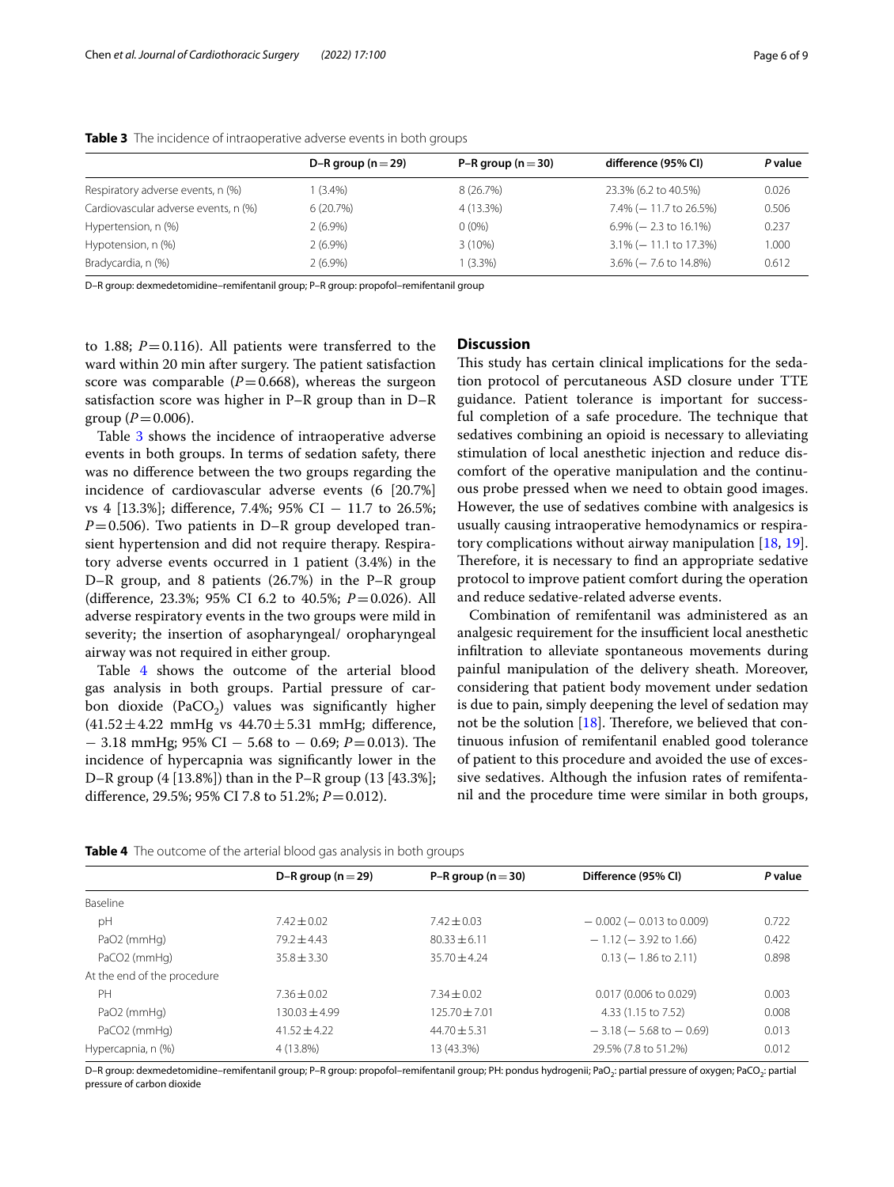**Table 3** The incidence of intraoperative adverse events in both groups

| | D–R group (n = 29) | P–R group (n = 30) | difference (95% CI) | *P* value |
|---|---|---|---|---|
| Respiratory adverse events, n (%) | 1 (3.4%) | 8 (26.7%) | 23.3% (6.2 to 40.5%) | 0.026 |
| Cardiovascular adverse events, n (%) | 6 (20.7%) | 4 (13.3%) | 7.4% (− 11.7 to 26.5%) | 0.506 |
| Hypertension, n (%) | 2 (6.9%) | 0 (0%) | 6.9% (− 2.3 to 16.1%) | 0.237 |
| Hypotension, n (%) | 2 (6.9%) | 3 (10%) | 3.1% (− 11.1 to 17.3%) | 1.000 |
| Bradycardia, n (%) | 2 (6.9%) | 1 (3.3%) | 3.6% (− 7.6 to 14.8%) | 0.612 |

D–R group: dexmedetomidine–remifentanil group; P–R group: propofol–remifentanil group

to 1.88; $P = 0.116$). All patients were transferred to the ward within 20 min after surgery. The patient satisfaction score was comparable ($P = 0.668$), whereas the surgeon satisfaction score was higher in P–R group than in D–R group ($P = 0.006$).

Table 3 shows the incidence of intraoperative adverse events in both groups. In terms of sedation safety, there was no difference between the two groups regarding the incidence of cardiovascular adverse events (6 [20.7%] vs 4 [13.3%]; difference, 7.4%; 95% CI − 11.7 to 26.5%; $P = 0.506$). Two patients in D–R group developed transient hypertension and did not require therapy. Respiratory adverse events occurred in 1 patient (3.4%) in the D–R group, and 8 patients (26.7%) in the P–R group (difference, 23.3%; 95% CI 6.2 to 40.5%; $P = 0.026$). All adverse respiratory events in the two groups were mild in severity; the insertion of asopharyngeal/ oropharyngeal airway was not required in either group.

Table 4 shows the outcome of the arterial blood gas analysis in both groups. Partial pressure of carbon dioxide ($PaCO_2$) values was significantly higher (41.52 ± 4.22 mmHg vs 44.70 ± 5.31 mmHg; difference, − 3.18 mmHg; 95% CI − 5.68 to − 0.69; $P = 0.013$). The incidence of hypercapnia was significantly lower in the D–R group (4 [13.8%]) than in the P–R group (13 [43.3%]; difference, 29.5%; 95% CI 7.8 to 51.2%; $P = 0.012$).

## Discussion

This study has certain clinical implications for the sedation protocol of percutaneous ASD closure under TTE guidance. Patient tolerance is important for successful completion of a safe procedure. The technique that sedatives combining an opioid is necessary to alleviating stimulation of local anesthetic injection and reduce discomfort of the operative manipulation and the continuous probe pressed when we need to obtain good images. However, the use of sedatives combine with analgesics is usually causing intraoperative hemodynamics or respiratory complications without airway manipulation [18, 19]. Therefore, it is necessary to find an appropriate sedative protocol to improve patient comfort during the operation and reduce sedative-related adverse events.

Combination of remifentanil was administered as an analgesic requirement for the insufficient local anesthetic infiltration to alleviate spontaneous movements during painful manipulation of the delivery sheath. Moreover, considering that patient body movement under sedation is due to pain, simply deepening the level of sedation may not be the solution [18]. Therefore, we believed that continuous infusion of remifentanil enabled good tolerance of patient to this procedure and avoided the use of excessive sedatives. Although the infusion rates of remifentanil and the procedure time were similar in both groups,

**Table 4** The outcome of the arterial blood gas analysis in both groups

| | D–R group (n = 29) | P–R group (n = 30) | Difference (95% CI) | *P* value |
|---|---|---|---|---|
| Baseline | | | | |
| pH | 7.42 ± 0.02 | 7.42 ± 0.03 | − 0.002 (− 0.013 to 0.009) | 0.722 |
| PaO2 (mmHg) | 79.2 ± 4.43 | 80.33 ± 6.11 | − 1.12 (− 3.92 to 1.66) | 0.422 |
| PaCO2 (mmHg) | 35.8 ± 3.30 | 35.70 ± 4.24 | 0.13 (− 1.86 to 2.11) | 0.898 |
| At the end of the procedure | | | | |
| PH | 7.36 ± 0.02 | 7.34 ± 0.02 | 0.017 (0.006 to 0.029) | 0.003 |
| PaO2 (mmHg) | 130.03 ± 4.99 | 125.70 ± 7.01 | 4.33 (1.15 to 7.52) | 0.008 |
| PaCO2 (mmHg) | 41.52 ± 4.22 | 44.70 ± 5.31 | − 3.18 (− 5.68 to − 0.69) | 0.013 |
| Hypercapnia, n (%) | 4 (13.8%) | 13 (43.3%) | 29.5% (7.8 to 51.2%) | 0.012 |

D–R group: dexmedetomidine–remifentanil group; P–R group: propofol–remifentanil group; PH: pondus hydrogenii; $PaO_2$: partial pressure of oxygen; $PaCO_2$: partial pressure of carbon dioxide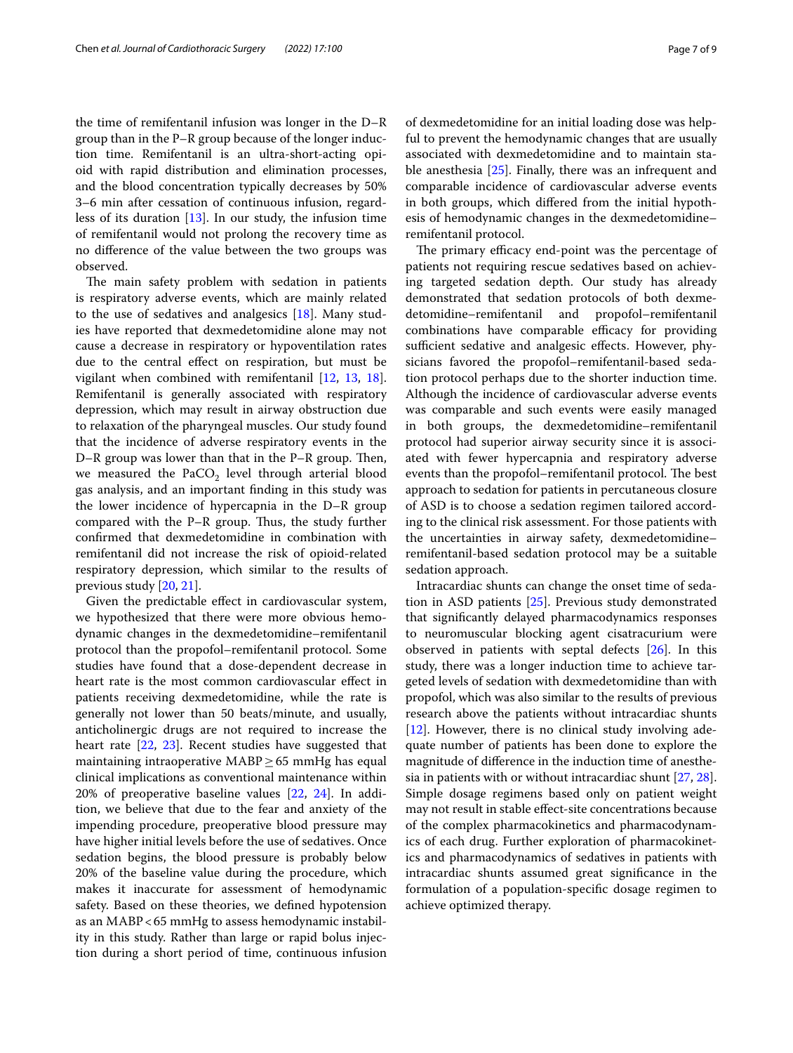the time of remifentanil infusion was longer in the D–R group than in the P–R group because of the longer induction time. Remifentanil is an ultra-short-acting opioid with rapid distribution and elimination processes, and the blood concentration typically decreases by 50% 3–6 min after cessation of continuous infusion, regardless of its duration [13]. In our study, the infusion time of remifentanil would not prolong the recovery time as no difference of the value between the two groups was observed.

The main safety problem with sedation in patients is respiratory adverse events, which are mainly related to the use of sedatives and analgesics [18]. Many studies have reported that dexmedetomidine alone may not cause a decrease in respiratory or hypoventilation rates due to the central effect on respiration, but must be vigilant when combined with remifentanil [12, 13, 18]. Remifentanil is generally associated with respiratory depression, which may result in airway obstruction due to relaxation of the pharyngeal muscles. Our study found that the incidence of adverse respiratory events in the D–R group was lower than that in the P–R group. Then, we measured the $PaCO_2$ level through arterial blood gas analysis, and an important finding in this study was the lower incidence of hypercapnia in the D–R group compared with the P–R group. Thus, the study further confirmed that dexmedetomidine in combination with remifentanil did not increase the risk of opioid-related respiratory depression, which similar to the results of previous study [20, 21].

Given the predictable effect in cardiovascular system, we hypothesized that there were more obvious hemodynamic changes in the dexmedetomidine–remifentanil protocol than the propofol–remifentanil protocol. Some studies have found that a dose-dependent decrease in heart rate is the most common cardiovascular effect in patients receiving dexmedetomidine, while the rate is generally not lower than 50 beats/minute, and usually, anticholinergic drugs are not required to increase the heart rate [22, 23]. Recent studies have suggested that maintaining intraoperative MABP $\geq$ 65 mmHg has equal clinical implications as conventional maintenance within 20% of preoperative baseline values [22, 24]. In addition, we believe that due to the fear and anxiety of the impending procedure, preoperative blood pressure may have higher initial levels before the use of sedatives. Once sedation begins, the blood pressure is probably below 20% of the baseline value during the procedure, which makes it inaccurate for assessment of hemodynamic safety. Based on these theories, we defined hypotension as an MABP < 65 mmHg to assess hemodynamic instability in this study. Rather than large or rapid bolus injection during a short period of time, continuous infusion of dexmedetomidine for an initial loading dose was helpful to prevent the hemodynamic changes that are usually associated with dexmedetomidine and to maintain stable anesthesia [25]. Finally, there was an infrequent and comparable incidence of cardiovascular adverse events in both groups, which differed from the initial hypothesis of hemodynamic changes in the dexmedetomidine–remifentanil protocol.

The primary efficacy end-point was the percentage of patients not requiring rescue sedatives based on achieving targeted sedation depth. Our study has already demonstrated that sedation protocols of both dexmedetomidine–remifentanil and propofol–remifentanil combinations have comparable efficacy for providing sufficient sedative and analgesic effects. However, physicians favored the propofol–remifentanil-based sedation protocol perhaps due to the shorter induction time. Although the incidence of cardiovascular adverse events was comparable and such events were easily managed in both groups, the dexmedetomidine–remifentanil protocol had superior airway security since it is associated with fewer hypercapnia and respiratory adverse events than the propofol–remifentanil protocol. The best approach to sedation for patients in percutaneous closure of ASD is to choose a sedation regimen tailored according to the clinical risk assessment. For those patients with the uncertainties in airway safety, dexmedetomidine–remifentanil-based sedation protocol may be a suitable sedation approach.

Intracardiac shunts can change the onset time of sedation in ASD patients [25]. Previous study demonstrated that significantly delayed pharmacodynamics responses to neuromuscular blocking agent cisatracurium were observed in patients with septal defects [26]. In this study, there was a longer induction time to achieve targeted levels of sedation with dexmedetomidine than with propofol, which was also similar to the results of previous research above the patients without intracardiac shunts [12]. However, there is no clinical study involving adequate number of patients has been done to explore the magnitude of difference in the induction time of anesthesia in patients with or without intracardiac shunt [27, 28]. Simple dosage regimens based only on patient weight may not result in stable effect-site concentrations because of the complex pharmacokinetics and pharmacodynamics of each drug. Further exploration of pharmacokinetics and pharmacodynamics of sedatives in patients with intracardiac shunts assumed great significance in the formulation of a population-specific dosage regimen to achieve optimized therapy.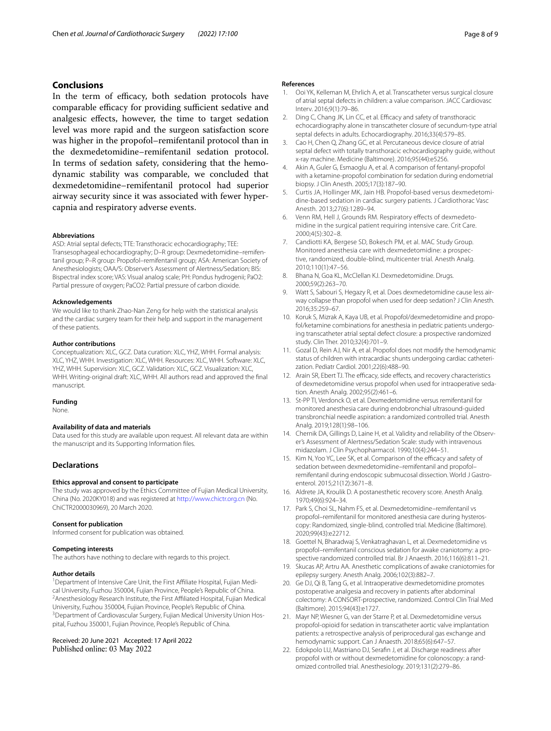## Conclusions

In the term of efficacy, both sedation protocols have comparable efficacy for providing sufficient sedative and analgesic effects, however, the time to target sedation level was more rapid and the surgeon satisfaction score was higher in the propofol–remifentanil protocol than in the dexmedetomidine–remifentanil sedation protocol. In terms of sedation safety, considering that the hemodynamic stability was comparable, we concluded that dexmedetomidine–remifentanil protocol had superior airway security since it was associated with fewer hypercapnia and respiratory adverse events.

#### Abbreviations

ASD: Atrial septal defects; TTE: Transthoracic echocardiography; TEE: Transesophageal echocardiography; D–R group: Dexmedetomidine–remifentanil group; P–R group: Propofol–remifentanil group; ASA: American Society of Anesthesiologists; OAA/S: Observer's Assessment of Alertness/Sedation; BIS: Bispectral index score; VAS: Visual analog scale; PH: Pondus hydrogenii; PaO2: Partial pressure of oxygen; PaCO2: Partial pressure of carbon dioxide.

#### Acknowledgements

We would like to thank Zhao-Nan Zeng for help with the statistical analysis and the cardiac surgery team for their help and support in the management of these patients.

#### Author contributions

Conceptualization: XLC, GCZ. Data curation: XLC, YHZ, WHH. Formal analysis: XLC, YHZ, WHH. Investigation: XLC, WHH. Resources: XLC, WHH. Software: XLC, YHZ, WHH. Supervision: XLC, GCZ. Validation: XLC, GCZ. Visualization: XLC, WHH. Writing-original draft: XLC, WHH. All authors read and approved the final manuscript.

#### Funding

None.

#### Availability of data and materials

Data used for this study are available upon request. All relevant data are within the manuscript and its Supporting Information files.

## Declarations

#### Ethics approval and consent to participate

The study was approved by the Ethics Committee of Fujian Medical University, China (No. 2020KY018) and was registered at http://www.chictr.org.cn (No. ChiCTR2000030969), 20 March 2020.

#### Consent for publication

Informed consent for publication was obtained.

#### Competing interests

The authors have nothing to declare with regards to this project.

#### Author details

[1]Department of Intensive Care Unit, the First Affiliate Hospital, Fujian Medical University, Fuzhou 350004, Fujian Province, People's Republic of China. [2]Anesthesiology Research Institute, the First Affiliated Hospital, Fujian Medical University, Fuzhou 350004, Fujian Province, People's Republic of China. [3]Department of Cardiovascular Surgery, Fujian Medical University Union Hospital, Fuzhou 350001, Fujian Province, People's Republic of China.

Received: 20 June 2021 Accepted: 17 April 2022
Published online: 03 May 2022

#### References

1. Ooi YK, Kelleman M, Ehrlich A, et al. Transcatheter versus surgical closure of atrial septal defects in children: a value comparison. JACC Cardiovasc Interv. 2016;9(1):79–86.
2. Ding C, Chang JK, Lin CC, et al. Efficacy and safety of transthoracic echocardiography alone in transcatheter closure of secundum-type atrial septal defects in adults. Echocardiography. 2016;33(4):579–85.
3. Cao H, Chen Q, Zhang GC, et al. Percutaneous device closure of atrial septal defect with totally transthoracic echocardiography guide, without x-ray machine. Medicine (Baltimore). 2016;95(44):e5256.
4. Akin A, Guler G, Esmaoglu A, et al. A comparison of fentanyl-propofol with a ketamine-propofol combination for sedation during endometrial biopsy. J Clin Anesth. 2005;17(3):187–90.
5. Curtis JA, Hollinger MK, Jain HB. Propofol-based versus dexmedetomidine-based sedation in cardiac surgery patients. J Cardiothorac Vasc Anesth. 2013;27(6):1289–94.
6. Venn RM, Hell J, Grounds RM. Respiratory effects of dexmedetomidine in the surgical patient requiring intensive care. Crit Care. 2000;4(5):302–8.
7. Candiotti KA, Bergese SD, Bokesch PM, et al. MAC Study Group. Monitored anesthesia care with dexmedetomidine: a prospective, randomized, double-blind, multicenter trial. Anesth Analg. 2010;110(1):47–56.
8. Bhana N, Goa KL, McClellan KJ. Dexmedetomidine. Drugs. 2000;59(2):263–70.
9. Watt S, Sabouri S, Hegazy R, et al. Does dexmedetomidine cause less airway collapse than propofol when used for deep sedation? J Clin Anesth. 2016;35:259–67.
10. Koruk S, Mizrak A, Kaya UB, et al. Propofol/dexmedetomidine and propofol/ketamine combinations for anesthesia in pediatric patients undergoing transcatheter atrial septal defect closure: a prospective randomized study. Clin Ther. 2010;32(4):701–9.
11. Gozal D, Rein AJ, Nir A, et al. Propofol does not modify the hemodynamic status of children with intracardiac shunts undergoing cardiac catheterization. Pediatr Cardiol. 2001;22(6):488–90.
12. Arain SR, Ebert TJ. The efficacy, side effects, and recovery characteristics of dexmedetomidine versus propofol when used for intraoperative sedation. Anesth Analg. 2002;95(2):461–6.
13. St-PP TI, Verdonck O, et al. Dexmedetomidine versus remifentanil for monitored anesthesia care during endobronchial ultrasound-guided transbronchial needle aspiration: a randomized controlled trial. Anesth Analg. 2019;128(1):98–106.
14. Chernik DA, Gillings D, Laine H, et al. Validity and reliability of the Observer's Assessment of Alertness/Sedation Scale: study with intravenous midazolam. J Clin Psychopharmacol. 1990;10(4):244–51.
15. Kim N, Yoo YC, Lee SK, et al. Comparison of the efficacy and safety of sedation between dexmedetomidine–remifentanil and propofol–remifentanil during endoscopic submucosal dissection. World J Gastroenterol. 2015;21(12):3671–8.
16. Aldrete JA, Kroulik D. A postanesthetic recovery score. Anesth Analg. 1970;49(6):924–34.
17. Park S, Choi SL, Nahm FS, et al. Dexmedetomidine–remifentanil vs propofol–remifentanil for monitored anesthesia care during hysteroscopy: Randomized, single-blind, controlled trial. Medicine (Baltimore). 2020;99(43):e22712.
18. Goettel N, Bharadwaj S, Venkatraghavan L, et al. Dexmedetomidine vs propofol–remifentanil conscious sedation for awake craniotomy: a prospective randomized controlled trial. Br J Anaesth. 2016;116(6):811–21.
19. Skucas AP, Artru AA. Anesthetic complications of awake craniotomies for epilepsy surgery. Anesth Analg. 2006;102(3):882–7.
20. Ge DJ, Qi B, Tang G, et al. Intraoperative dexmedetomidine promotes postoperative analgesia and recovery in patients after abdominal colectomy: A CONSORT-prospective, randomized. Control Clin Trial Med (Baltimore). 2015;94(43):e1727.
21. Mayr NP, Wiesner G, van der Starre P, et al. Dexmedetomidine versus propofol-opioid for sedation in transcatheter aortic valve implantation patients: a retrospective analysis of periprocedural gas exchange and hemodynamic support. Can J Anaesth. 2018;65(6):647–57.
22. Edokpolo LU, Mastriano DJ, Serafin J, et al. Discharge readiness after propofol with or without dexmedetomidine for colonoscopy: a randomized controlled trial. Anesthesiology. 2019;131(2):279–86.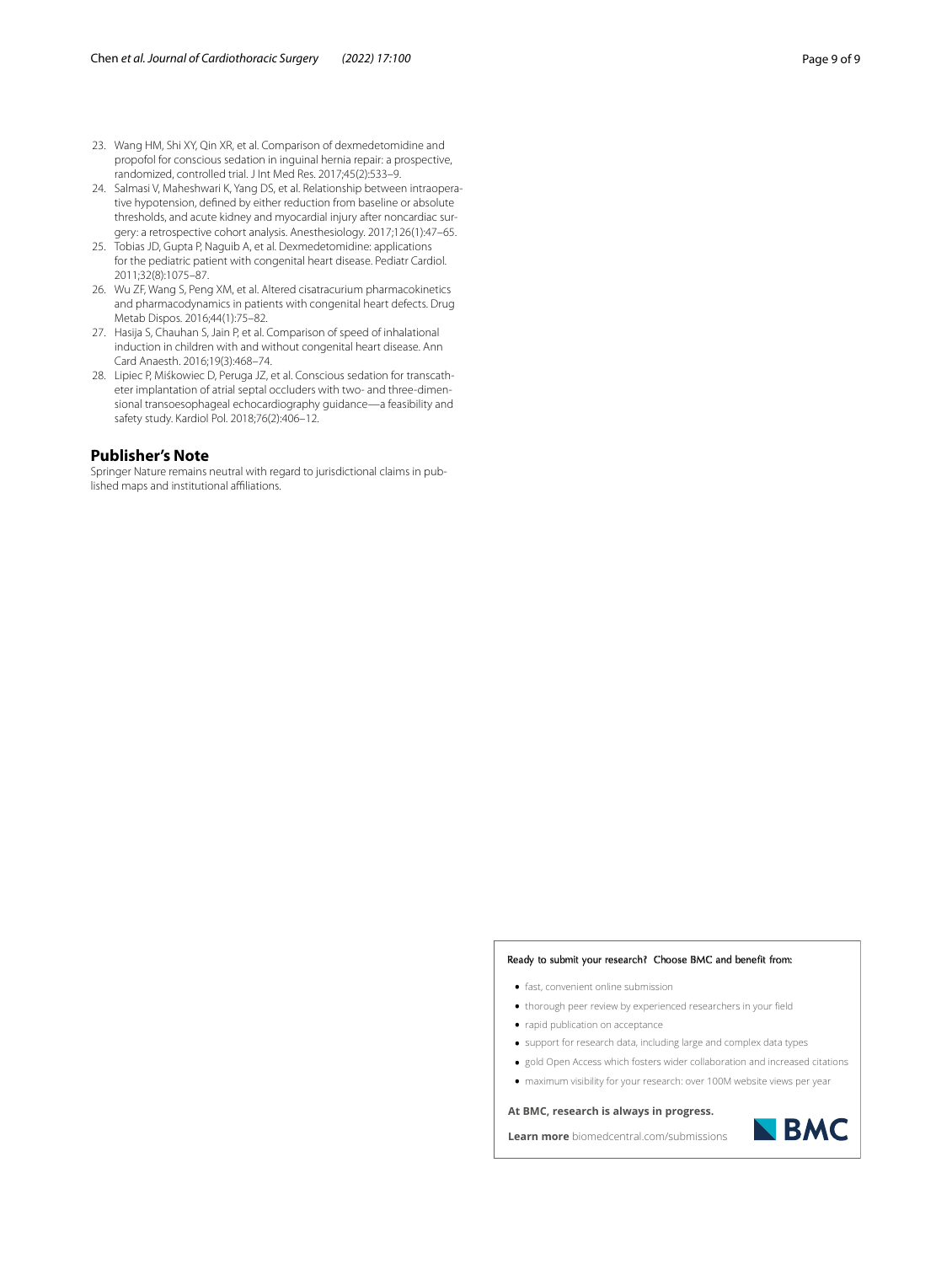23. Wang HM, Shi XY, Qin XR, et al. Comparison of dexmedetomidine and propofol for conscious sedation in inguinal hernia repair: a prospective, randomized, controlled trial. J Int Med Res. 2017;45(2):533–9.
24. Salmasi V, Maheshwari K, Yang DS, et al. Relationship between intraoperative hypotension, defined by either reduction from baseline or absolute thresholds, and acute kidney and myocardial injury after noncardiac surgery: a retrospective cohort analysis. Anesthesiology. 2017;126(1):47–65.
25. Tobias JD, Gupta P, Naguib A, et al. Dexmedetomidine: applications for the pediatric patient with congenital heart disease. Pediatr Cardiol. 2011;32(8):1075–87.
26. Wu ZF, Wang S, Peng XM, et al. Altered cisatracurium pharmacokinetics and pharmacodynamics in patients with congenital heart defects. Drug Metab Dispos. 2016;44(1):75–82.
27. Hasija S, Chauhan S, Jain P, et al. Comparison of speed of inhalational induction in children with and without congenital heart disease. Ann Card Anaesth. 2016;19(3):468–74.
28. Lipiec P, Miśkowiec D, Peruga JZ, et al. Conscious sedation for transcatheter implantation of atrial septal occluders with two- and three-dimensional transoesophageal echocardiography guidance—a feasibility and safety study. Kardiol Pol. 2018;76(2):406–12.

## Publisher's Note

Springer Nature remains neutral with regard to jurisdictional claims in published maps and institutional affiliations.

Ready to submit your research? Choose BMC and benefit from:

- fast, convenient online submission
- thorough peer review by experienced researchers in your field
- rapid publication on acceptance
- support for research data, including large and complex data types
- gold Open Access which fosters wider collaboration and increased citations
- maximum visibility for your research: over 100M website views per year

**At BMC, research is always in progress.**

**Learn more** biomedcentral.com/submissions

BMC